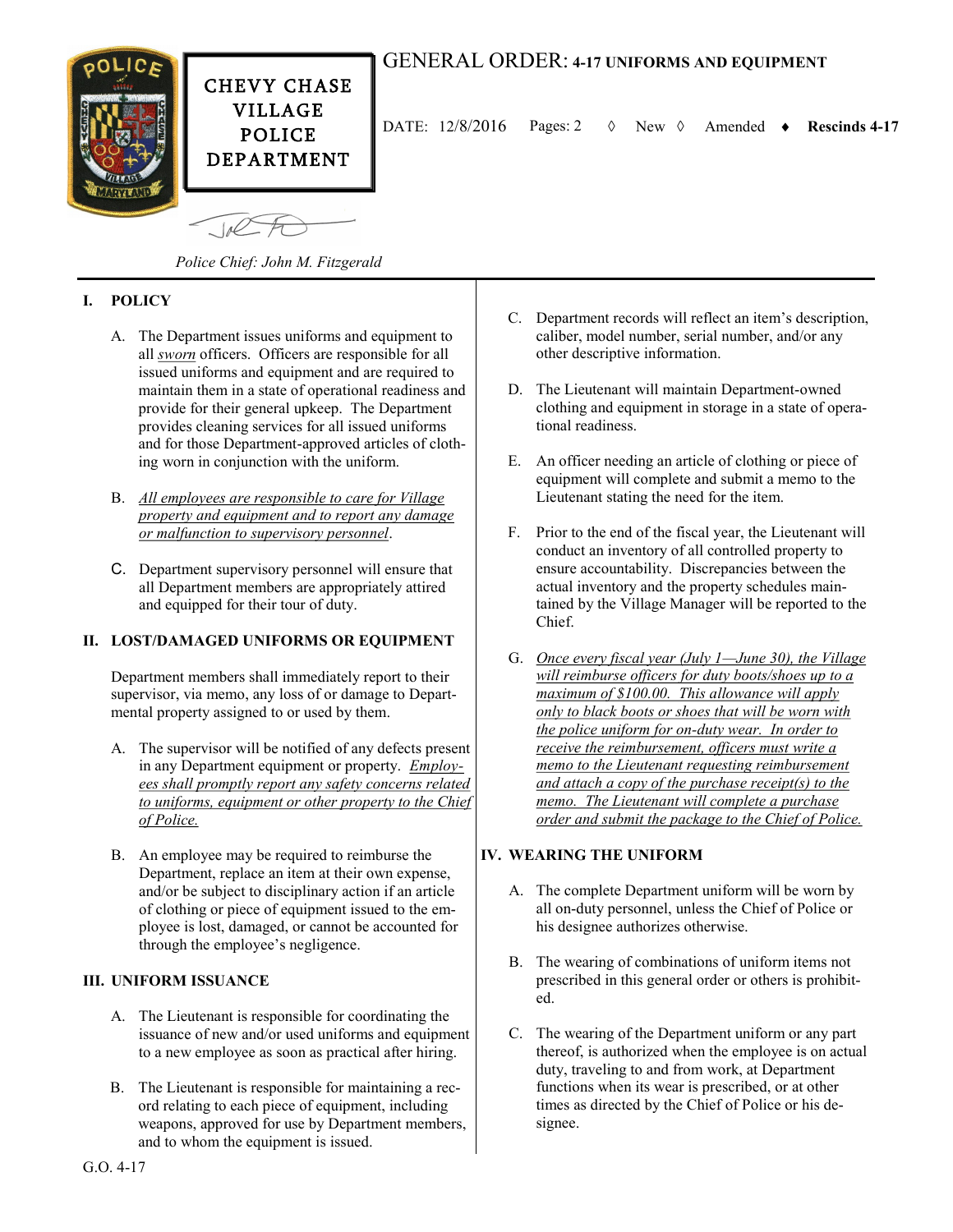**CHEVY CHASE VILLAGE POLICE DEPARTMENT**

# GENERAL ORDER: 4-17 UNIFORMS AND EQUIPMENT

DATE: 12/8/2016 Pages: 2 ◊ New ◊ Amended ♦ **Rescinds 4-17**

*Police Chief: John M. Fitzgerald*

## I. POLICY

A. The Department issues uniforms and equipment to all <u>*sworn*</u> officers. Officers are responsible for all issued uniforms and equipment and are required to maintain them in a state of operational readiness and provide for their general upkeep. The Department provides cleaning services for all issued uniforms and for those Department-approved articles of clothing worn in conjunction with the uniform.

B. <u>*All employees are responsible to care for Village property and equipment and to report any damage or malfunction to supervisory personnel*</u>.

C. Department supervisory personnel will ensure that all Department members are appropriately attired and equipped for their tour of duty.

## II. LOST/DAMAGED UNIFORMS OR EQUIPMENT

Department members shall immediately report to their supervisor, via memo, any loss of or damage to Departmental property assigned to or used by them.

A. The supervisor will be notified of any defects present in any Department equipment or property. <u>*Employees shall promptly report any safety concerns related to uniforms, equipment or other property to the Chief of Police.*</u>

B. An employee may be required to reimburse the Department, replace an item at their own expense, and/or be subject to disciplinary action if an article of clothing or piece of equipment issued to the employee is lost, damaged, or cannot be accounted for through the employee's negligence.

## III. UNIFORM ISSUANCE

A. The Lieutenant is responsible for coordinating the issuance of new and/or used uniforms and equipment to a new employee as soon as practical after hiring.

B. The Lieutenant is responsible for maintaining a record relating to each piece of equipment, including weapons, approved for use by Department members, and to whom the equipment is issued.

C. Department records will reflect an item's description, caliber, model number, serial number, and/or any other descriptive information.

D. The Lieutenant will maintain Department-owned clothing and equipment in storage in a state of operational readiness.

E. An officer needing an article of clothing or piece of equipment will complete and submit a memo to the Lieutenant stating the need for the item.

F. Prior to the end of the fiscal year, the Lieutenant will conduct an inventory of all controlled property to ensure accountability. Discrepancies between the actual inventory and the property schedules maintained by the Village Manager will be reported to the Chief.

G. <u>*Once every fiscal year (July 1—June 30), the Village will reimburse officers for duty boots/shoes up to a maximum of $100.00. This allowance will apply only to black boots or shoes that will be worn with the police uniform for on-duty wear. In order to receive the reimbursement, officers must write a memo to the Lieutenant requesting reimbursement and attach a copy of the purchase receipt(s) to the memo. The Lieutenant will complete a purchase order and submit the package to the Chief of Police.*</u>

## IV. WEARING THE UNIFORM

A. The complete Department uniform will be worn by all on-duty personnel, unless the Chief of Police or his designee authorizes otherwise.

B. The wearing of combinations of uniform items not prescribed in this general order or others is prohibited.

C. The wearing of the Department uniform or any part thereof, is authorized when the employee is on actual duty, traveling to and from work, at Department functions when its wear is prescribed, or at other times as directed by the Chief of Police or his designee.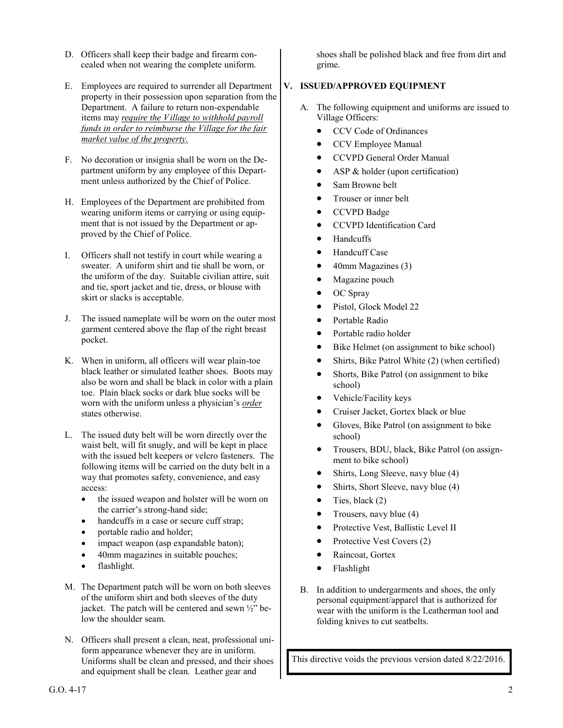D. Officers shall keep their badge and firearm concealed when not wearing the complete uniform.

E. Employees are required to surrender all Department property in their possession upon separation from the Department. A failure to return non-expendable items may *require the Village to withhold payroll funds in order to reimburse the Village for the fair market value of the property.*

F. No decoration or insignia shall be worn on the Department uniform by any employee of this Department unless authorized by the Chief of Police.

H. Employees of the Department are prohibited from wearing uniform items or carrying or using equipment that is not issued by the Department or approved by the Chief of Police.

I. Officers shall not testify in court while wearing a sweater. A uniform shirt and tie shall be worn, or the uniform of the day. Suitable civilian attire, suit and tie, sport jacket and tie, dress, or blouse with skirt or slacks is acceptable.

J. The issued nameplate will be worn on the outer most garment centered above the flap of the right breast pocket.

K. When in uniform, all officers will wear plain-toe black leather or simulated leather shoes. Boots may also be worn and shall be black in color with a plain toe. Plain black socks or dark blue socks will be worn with the uniform unless a physician's *order* states otherwise.

L. The issued duty belt will be worn directly over the waist belt, will fit snugly, and will be kept in place with the issued belt keepers or velcro fasteners. The following items will be carried on the duty belt in a way that promotes safety, convenience, and easy access:
- the issued weapon and holster will be worn on the carrier's strong-hand side;
- handcuffs in a case or secure cuff strap;
- portable radio and holder;
- impact weapon (asp expandable baton);
- 40mm magazines in suitable pouches;
- flashlight.

M. The Department patch will be worn on both sleeves of the uniform shirt and both sleeves of the duty jacket. The patch will be centered and sewn ½" below the shoulder seam.

N. Officers shall present a clean, neat, professional uniform appearance whenever they are in uniform. Uniforms shall be clean and pressed, and their shoes and equipment shall be clean. Leather gear and shoes shall be polished black and free from dirt and grime.

## V. ISSUED/APPROVED EQUIPMENT

A. The following equipment and uniforms are issued to Village Officers:
- CCV Code of Ordinances
- CCV Employee Manual
- CCVPD General Order Manual
- ASP & holder (upon certification)
- Sam Browne belt
- Trouser or inner belt
- CCVPD Badge
- CCVPD Identification Card
- Handcuffs
- Handcuff Case
- 40mm Magazines (3)
- Magazine pouch
- OC Spray
- Pistol, Glock Model 22
- Portable Radio
- Portable radio holder
- Bike Helmet (on assignment to bike school)
- Shirts, Bike Patrol White (2) (when certified)
- Shorts, Bike Patrol (on assignment to bike school)
- Vehicle/Facility keys
- Cruiser Jacket, Gortex black or blue
- Gloves, Bike Patrol (on assignment to bike school)
- Trousers, BDU, black, Bike Patrol (on assignment to bike school)
- Shirts, Long Sleeve, navy blue (4)
- Shirts, Short Sleeve, navy blue (4)
- Ties, black (2)
- Trousers, navy blue (4)
- Protective Vest, Ballistic Level II
- Protective Vest Covers (2)
- Raincoat, Gortex
- Flashlight

B. In addition to undergarments and shoes, the only personal equipment/apparel that is authorized for wear with the uniform is the Leatherman tool and folding knives to cut seatbelts.

This directive voids the previous version dated 8/22/2016.